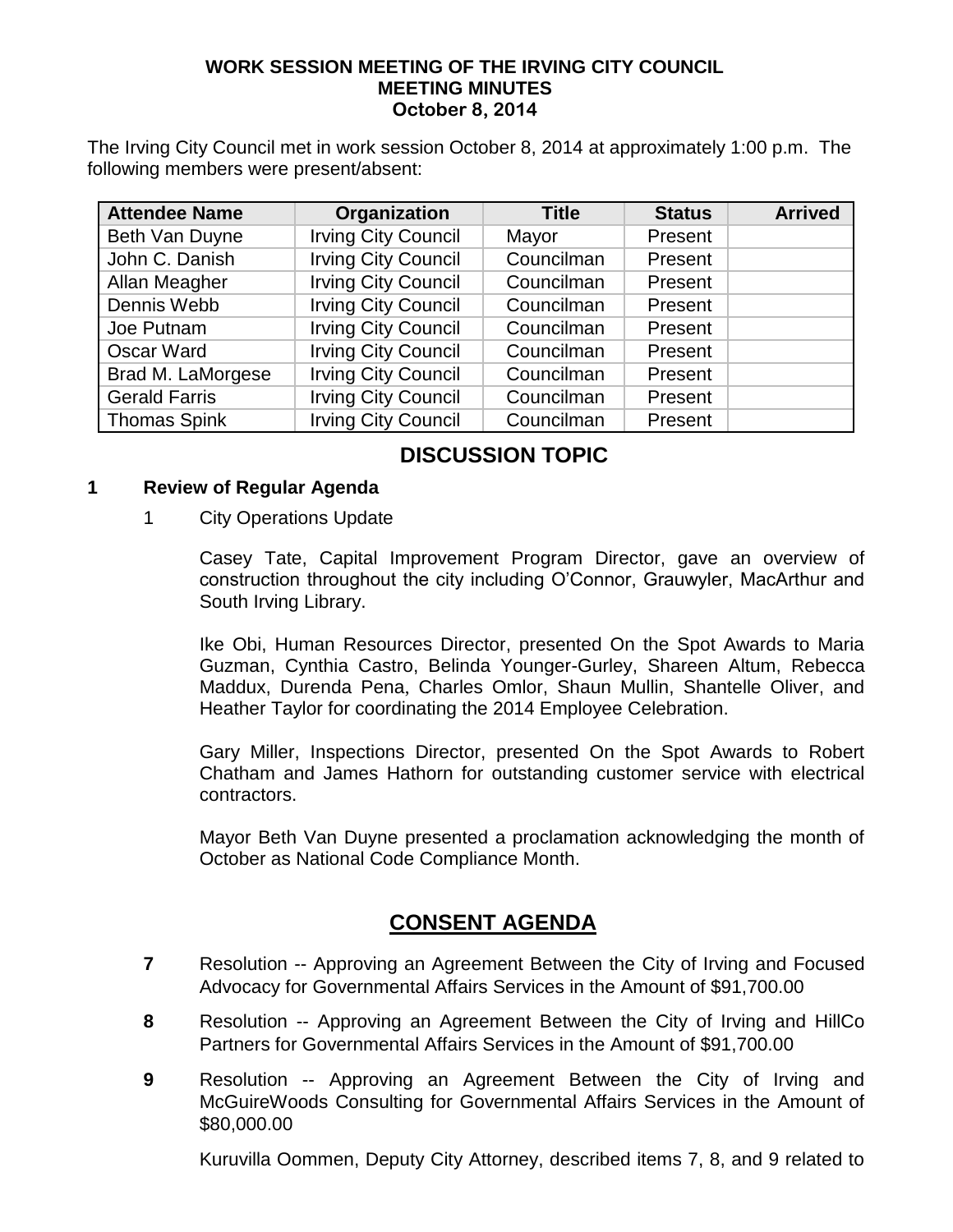# WORK SESSION MEETING OF THE IRVING CITY COUNCIL
## MEETING MINUTES
### October 8, 2014

The Irving City Council met in work session October 8, 2014 at approximately 1:00 p.m. The following members were present/absent:

| Attendee Name | Organization | Title | Status | Arrived |
|---|---|---|---|---|
| Beth Van Duyne | Irving City Council | Mayor | Present | |
| John C. Danish | Irving City Council | Councilman | Present | |
| Allan Meagher | Irving City Council | Councilman | Present | |
| Dennis Webb | Irving City Council | Councilman | Present | |
| Joe Putnam | Irving City Council | Councilman | Present | |
| Oscar Ward | Irving City Council | Councilman | Present | |
| Brad M. LaMorgese | Irving City Council | Councilman | Present | |
| Gerald Farris | Irving City Council | Councilman | Present | |
| Thomas Spink | Irving City Council | Councilman | Present | |

## DISCUSSION TOPIC

**1 Review of Regular Agenda**

1 City Operations Update

Casey Tate, Capital Improvement Program Director, gave an overview of construction throughout the city including O'Connor, Grauwyler, MacArthur and South Irving Library.

Ike Obi, Human Resources Director, presented On the Spot Awards to Maria Guzman, Cynthia Castro, Belinda Younger-Gurley, Shareen Altum, Rebecca Maddux, Durenda Pena, Charles Omlor, Shaun Mullin, Shantelle Oliver, and Heather Taylor for coordinating the 2014 Employee Celebration.

Gary Miller, Inspections Director, presented On the Spot Awards to Robert Chatham and James Hathorn for outstanding customer service with electrical contractors.

Mayor Beth Van Duyne presented a proclamation acknowledging the month of October as National Code Compliance Month.

## CONSENT AGENDA

**7** Resolution -- Approving an Agreement Between the City of Irving and Focused Advocacy for Governmental Affairs Services in the Amount of $91,700.00

**8** Resolution -- Approving an Agreement Between the City of Irving and HillCo Partners for Governmental Affairs Services in the Amount of $91,700.00

**9** Resolution -- Approving an Agreement Between the City of Irving and McGuireWoods Consulting for Governmental Affairs Services in the Amount of $80,000.00

Kuruvilla Oommen, Deputy City Attorney, described items 7, 8, and 9 related to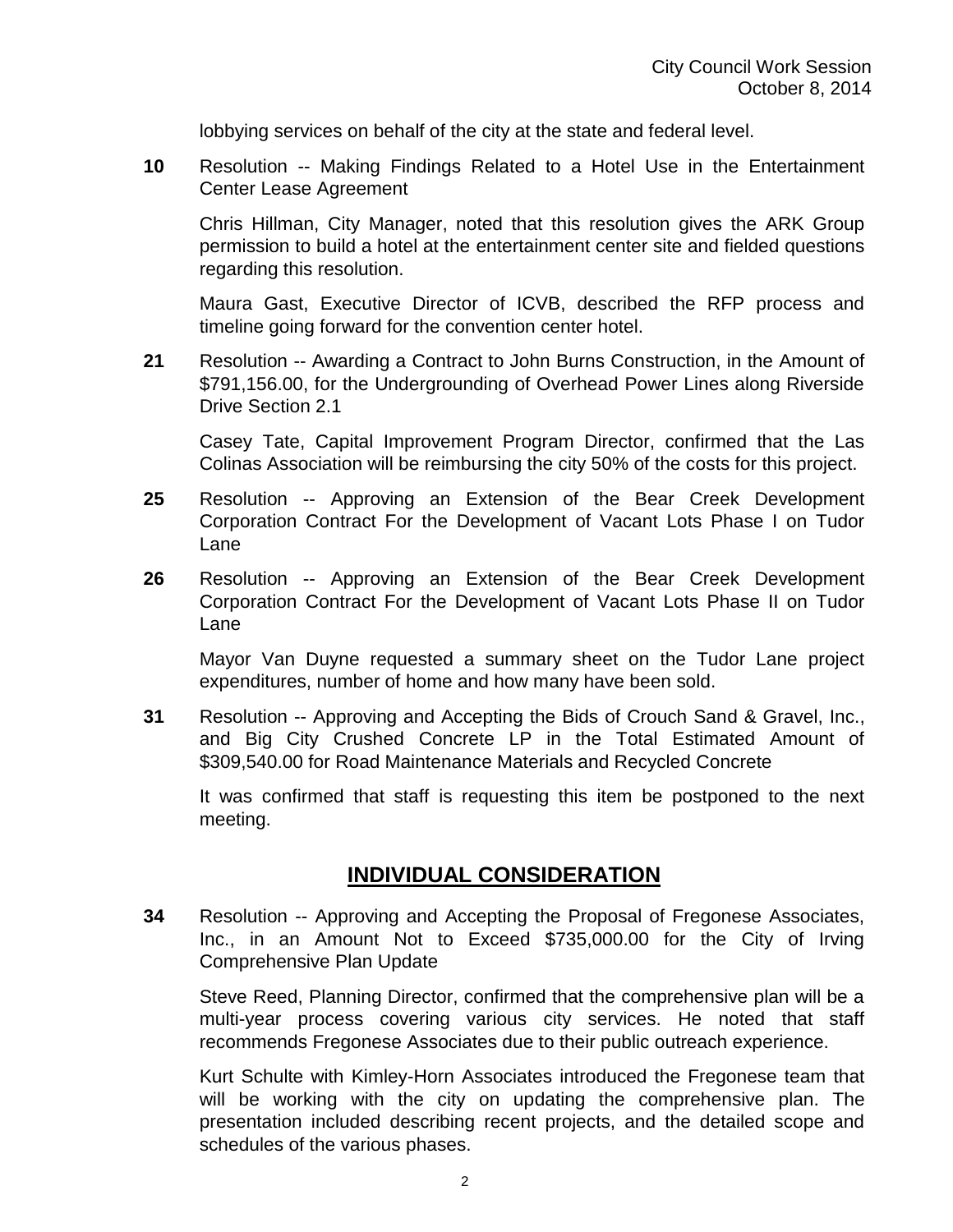lobbying services on behalf of the city at the state and federal level.

**10** Resolution -- Making Findings Related to a Hotel Use in the Entertainment Center Lease Agreement

Chris Hillman, City Manager, noted that this resolution gives the ARK Group permission to build a hotel at the entertainment center site and fielded questions regarding this resolution.

Maura Gast, Executive Director of ICVB, described the RFP process and timeline going forward for the convention center hotel.

**21** Resolution -- Awarding a Contract to John Burns Construction, in the Amount of $791,156.00, for the Undergrounding of Overhead Power Lines along Riverside Drive Section 2.1

Casey Tate, Capital Improvement Program Director, confirmed that the Las Colinas Association will be reimbursing the city 50% of the costs for this project.

**25** Resolution -- Approving an Extension of the Bear Creek Development Corporation Contract For the Development of Vacant Lots Phase I on Tudor Lane

**26** Resolution -- Approving an Extension of the Bear Creek Development Corporation Contract For the Development of Vacant Lots Phase II on Tudor Lane

Mayor Van Duyne requested a summary sheet on the Tudor Lane project expenditures, number of home and how many have been sold.

**31** Resolution -- Approving and Accepting the Bids of Crouch Sand & Gravel, Inc., and Big City Crushed Concrete LP in the Total Estimated Amount of $309,540.00 for Road Maintenance Materials and Recycled Concrete

It was confirmed that staff is requesting this item be postponed to the next meeting.

## INDIVIDUAL CONSIDERATION

**34** Resolution -- Approving and Accepting the Proposal of Fregonese Associates, Inc., in an Amount Not to Exceed $735,000.00 for the City of Irving Comprehensive Plan Update

Steve Reed, Planning Director, confirmed that the comprehensive plan will be a multi-year process covering various city services. He noted that staff recommends Fregonese Associates due to their public outreach experience.

Kurt Schulte with Kimley-Horn Associates introduced the Fregonese team that will be working with the city on updating the comprehensive plan. The presentation included describing recent projects, and the detailed scope and schedules of the various phases.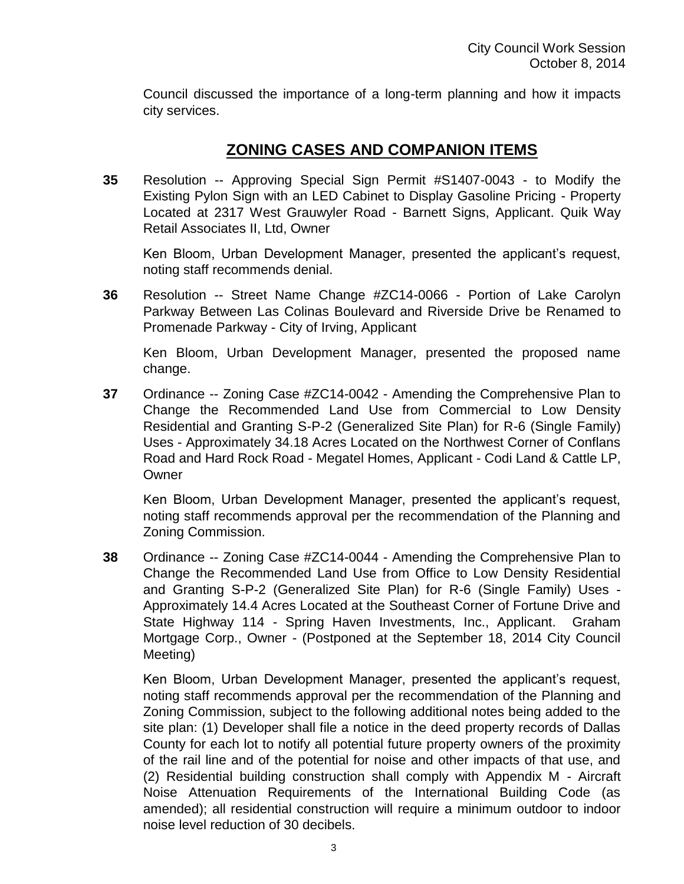Council discussed the importance of a long-term planning and how it impacts city services.

## ZONING CASES AND COMPANION ITEMS

**35** Resolution -- Approving Special Sign Permit #S1407-0043 - to Modify the Existing Pylon Sign with an LED Cabinet to Display Gasoline Pricing - Property Located at 2317 West Grauwyler Road - Barnett Signs, Applicant. Quik Way Retail Associates II, Ltd, Owner

Ken Bloom, Urban Development Manager, presented the applicant's request, noting staff recommends denial.

**36** Resolution -- Street Name Change #ZC14-0066 - Portion of Lake Carolyn Parkway Between Las Colinas Boulevard and Riverside Drive be Renamed to Promenade Parkway - City of Irving, Applicant

Ken Bloom, Urban Development Manager, presented the proposed name change.

**37** Ordinance -- Zoning Case #ZC14-0042 - Amending the Comprehensive Plan to Change the Recommended Land Use from Commercial to Low Density Residential and Granting S-P-2 (Generalized Site Plan) for R-6 (Single Family) Uses - Approximately 34.18 Acres Located on the Northwest Corner of Conflans Road and Hard Rock Road - Megatel Homes, Applicant - Codi Land & Cattle LP, Owner

Ken Bloom, Urban Development Manager, presented the applicant's request, noting staff recommends approval per the recommendation of the Planning and Zoning Commission.

**38** Ordinance -- Zoning Case #ZC14-0044 - Amending the Comprehensive Plan to Change the Recommended Land Use from Office to Low Density Residential and Granting S-P-2 (Generalized Site Plan) for R-6 (Single Family) Uses - Approximately 14.4 Acres Located at the Southeast Corner of Fortune Drive and State Highway 114 - Spring Haven Investments, Inc., Applicant. Graham Mortgage Corp., Owner - (Postponed at the September 18, 2014 City Council Meeting)

Ken Bloom, Urban Development Manager, presented the applicant's request, noting staff recommends approval per the recommendation of the Planning and Zoning Commission, subject to the following additional notes being added to the site plan: (1) Developer shall file a notice in the deed property records of Dallas County for each lot to notify all potential future property owners of the proximity of the rail line and of the potential for noise and other impacts of that use, and (2) Residential building construction shall comply with Appendix M - Aircraft Noise Attenuation Requirements of the International Building Code (as amended); all residential construction will require a minimum outdoor to indoor noise level reduction of 30 decibels.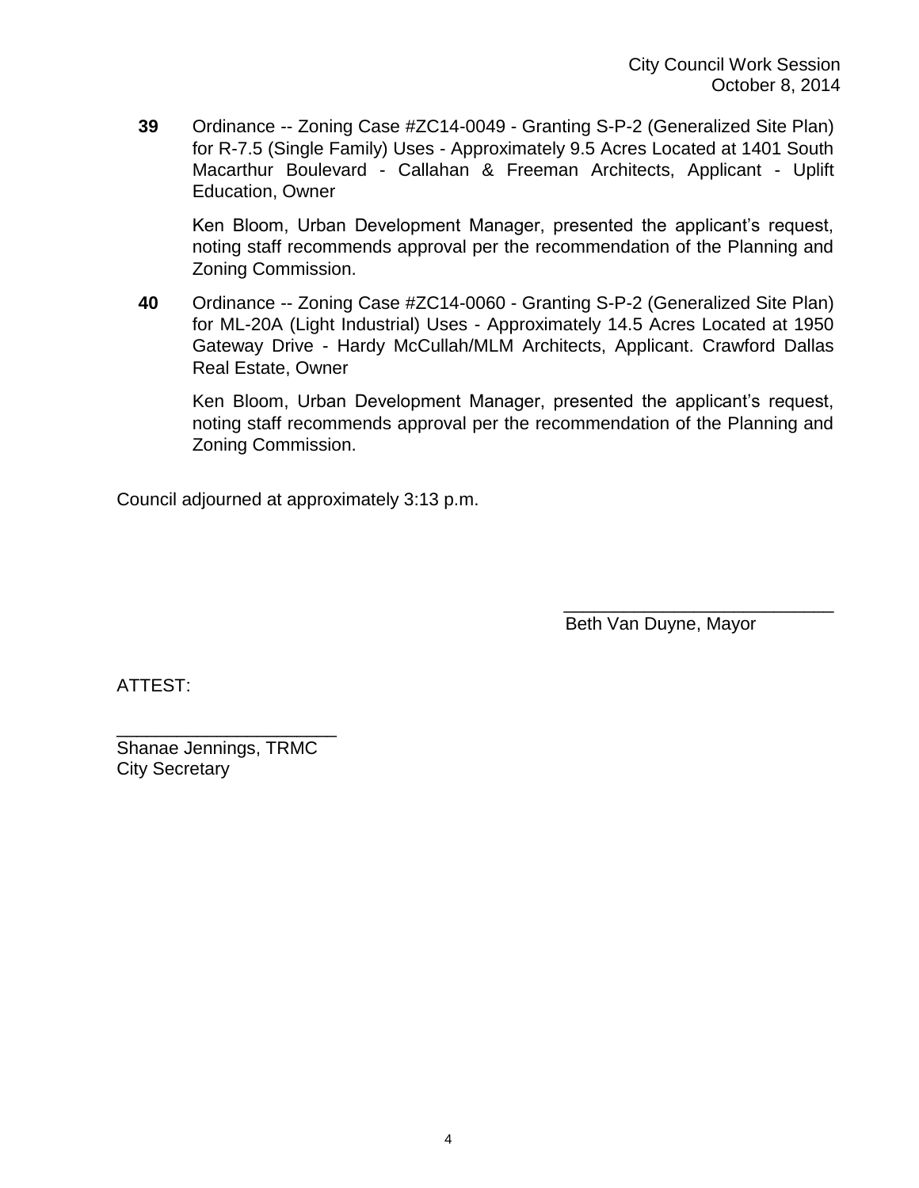**39** Ordinance -- Zoning Case #ZC14-0049 - Granting S-P-2 (Generalized Site Plan) for R-7.5 (Single Family) Uses - Approximately 9.5 Acres Located at 1401 South Macarthur Boulevard - Callahan & Freeman Architects, Applicant - Uplift Education, Owner

Ken Bloom, Urban Development Manager, presented the applicant's request, noting staff recommends approval per the recommendation of the Planning and Zoning Commission.

**40** Ordinance -- Zoning Case #ZC14-0060 - Granting S-P-2 (Generalized Site Plan) for ML-20A (Light Industrial) Uses - Approximately 14.5 Acres Located at 1950 Gateway Drive - Hardy McCullah/MLM Architects, Applicant. Crawford Dallas Real Estate, Owner

Ken Bloom, Urban Development Manager, presented the applicant's request, noting staff recommends approval per the recommendation of the Planning and Zoning Commission.

Council adjourned at approximately 3:13 p.m.

\_\_\_\_\_\_\_\_\_\_\_\_\_\_\_\_\_\_\_\_\_\_\_\_\_\_\_\_
Beth Van Duyne, Mayor

ATTEST:

\_\_\_\_\_\_\_\_\_\_\_\_\_\_\_\_\_\_\_\_\_\_
Shanae Jennings, TRMC
City Secretary